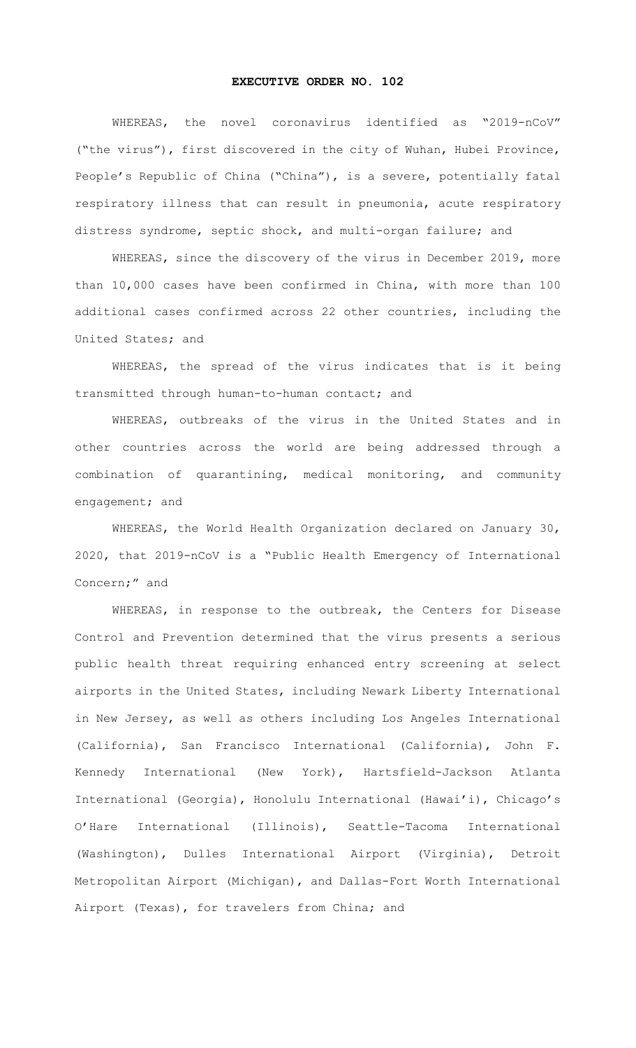**EXECUTIVE ORDER NO. 102**

WHEREAS, the novel coronavirus identified as "2019-nCoV" ("the virus"), first discovered in the city of Wuhan, Hubei Province, People's Republic of China ("China"), is a severe, potentially fatal respiratory illness that can result in pneumonia, acute respiratory distress syndrome, septic shock, and multi-organ failure; and

WHEREAS, since the discovery of the virus in December 2019, more than 10,000 cases have been confirmed in China, with more than 100 additional cases confirmed across 22 other countries, including the United States; and

WHEREAS, the spread of the virus indicates that is it being transmitted through human-to-human contact; and

WHEREAS, outbreaks of the virus in the United States and in other countries across the world are being addressed through a combination of quarantining, medical monitoring, and community engagement; and

WHEREAS, the World Health Organization declared on January 30, 2020, that 2019-nCoV is a "Public Health Emergency of International Concern;" and

WHEREAS, in response to the outbreak, the Centers for Disease Control and Prevention determined that the virus presents a serious public health threat requiring enhanced entry screening at select airports in the United States, including Newark Liberty International in New Jersey, as well as others including Los Angeles International (California), San Francisco International (California), John F. Kennedy International (New York), Hartsfield-Jackson Atlanta International (Georgia), Honolulu International (Hawai'i), Chicago's O'Hare International (Illinois), Seattle-Tacoma International (Washington), Dulles International Airport (Virginia), Detroit Metropolitan Airport (Michigan), and Dallas-Fort Worth International Airport (Texas), for travelers from China; and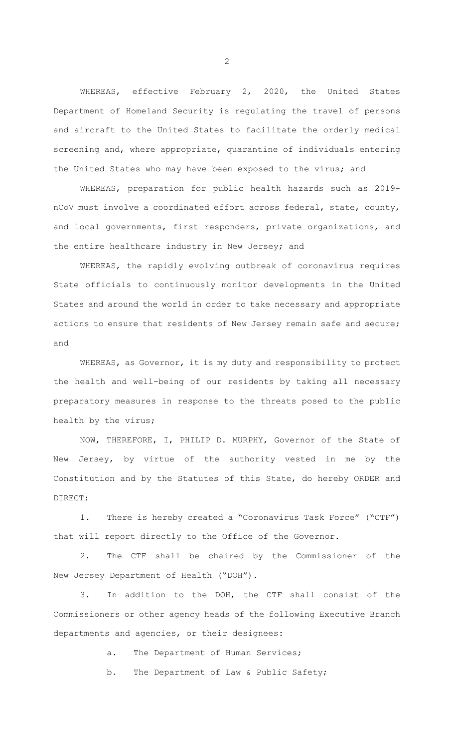WHEREAS, effective February 2, 2020, the United States Department of Homeland Security is regulating the travel of persons and aircraft to the United States to facilitate the orderly medical screening and, where appropriate, quarantine of individuals entering the United States who may have been exposed to the virus; and

WHEREAS, preparation for public health hazards such as 2019-nCoV must involve a coordinated effort across federal, state, county, and local governments, first responders, private organizations, and the entire healthcare industry in New Jersey; and

WHEREAS, the rapidly evolving outbreak of coronavirus requires State officials to continuously monitor developments in the United States and around the world in order to take necessary and appropriate actions to ensure that residents of New Jersey remain safe and secure; and

WHEREAS, as Governor, it is my duty and responsibility to protect the health and well-being of our residents by taking all necessary preparatory measures in response to the threats posed to the public health by the virus;

NOW, THEREFORE, I, PHILIP D. MURPHY, Governor of the State of New Jersey, by virtue of the authority vested in me by the Constitution and by the Statutes of this State, do hereby ORDER and DIRECT:

1. There is hereby created a "Coronavirus Task Force" ("CTF") that will report directly to the Office of the Governor.

2. The CTF shall be chaired by the Commissioner of the New Jersey Department of Health ("DOH").

3. In addition to the DOH, the CTF shall consist of the Commissioners or other agency heads of the following Executive Branch departments and agencies, or their designees:

   a. The Department of Human Services;

   b. The Department of Law & Public Safety;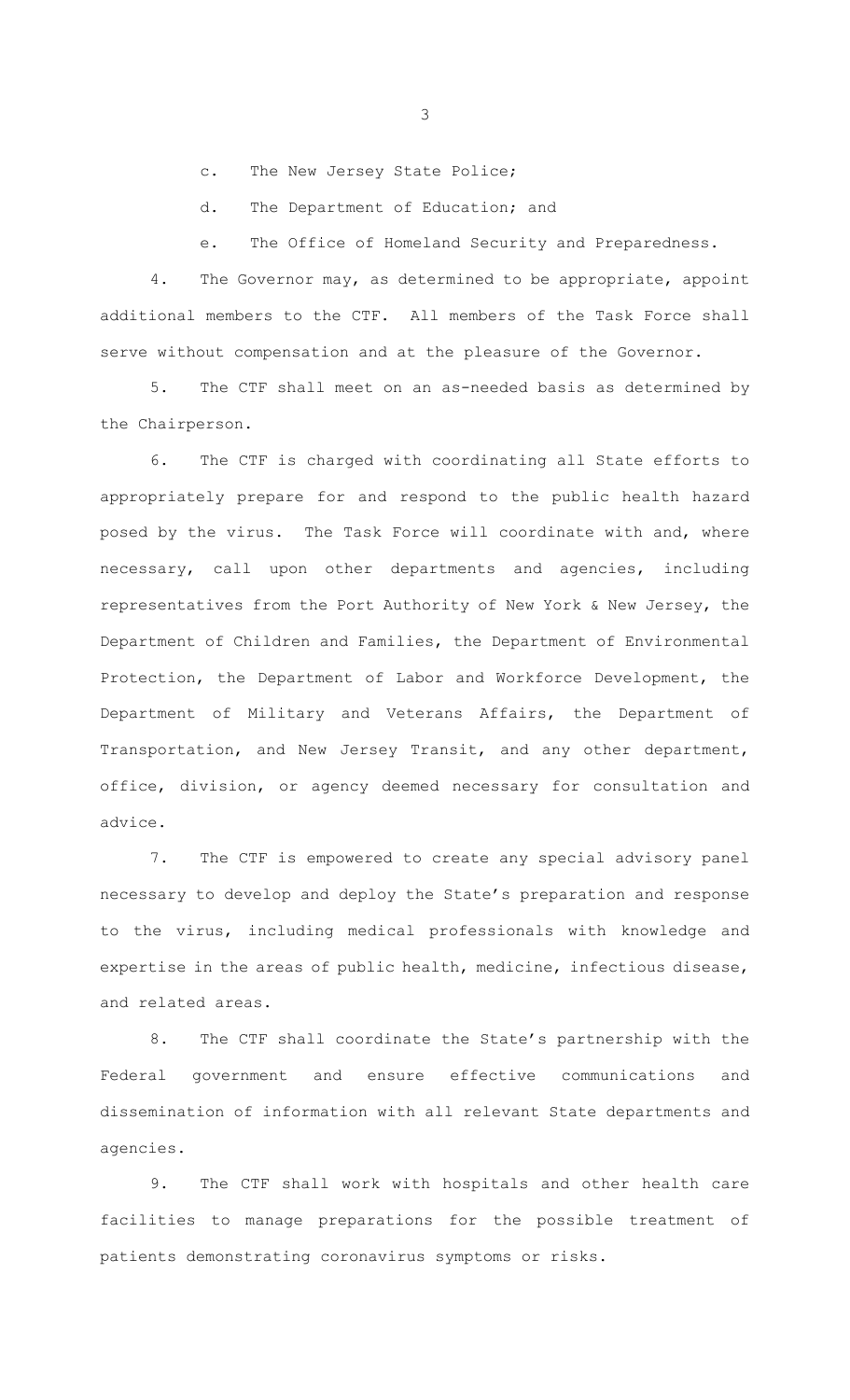c. The New Jersey State Police;

d. The Department of Education; and

e. The Office of Homeland Security and Preparedness.

4. The Governor may, as determined to be appropriate, appoint additional members to the CTF. All members of the Task Force shall serve without compensation and at the pleasure of the Governor.

5. The CTF shall meet on an as-needed basis as determined by the Chairperson.

6. The CTF is charged with coordinating all State efforts to appropriately prepare for and respond to the public health hazard posed by the virus. The Task Force will coordinate with and, where necessary, call upon other departments and agencies, including representatives from the Port Authority of New York & New Jersey, the Department of Children and Families, the Department of Environmental Protection, the Department of Labor and Workforce Development, the Department of Military and Veterans Affairs, the Department of Transportation, and New Jersey Transit, and any other department, office, division, or agency deemed necessary for consultation and advice.

7. The CTF is empowered to create any special advisory panel necessary to develop and deploy the State's preparation and response to the virus, including medical professionals with knowledge and expertise in the areas of public health, medicine, infectious disease, and related areas.

8. The CTF shall coordinate the State's partnership with the Federal government and ensure effective communications and dissemination of information with all relevant State departments and agencies.

9. The CTF shall work with hospitals and other health care facilities to manage preparations for the possible treatment of patients demonstrating coronavirus symptoms or risks.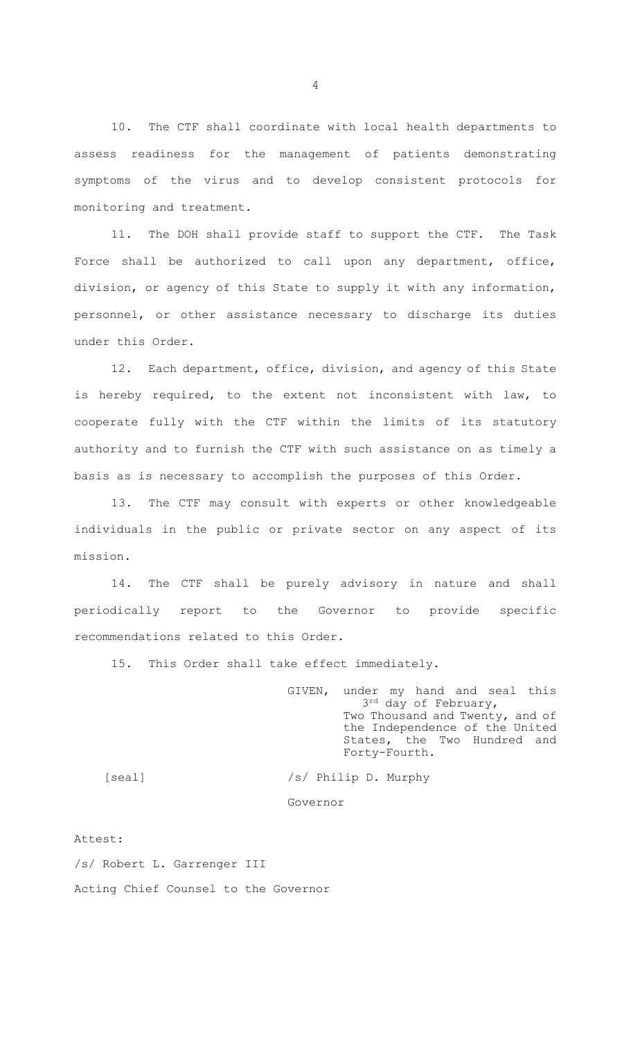10. The CTF shall coordinate with local health departments to assess readiness for the management of patients demonstrating symptoms of the virus and to develop consistent protocols for monitoring and treatment.

11. The DOH shall provide staff to support the CTF. The Task Force shall be authorized to call upon any department, office, division, or agency of this State to supply it with any information, personnel, or other assistance necessary to discharge its duties under this Order.

12. Each department, office, division, and agency of this State is hereby required, to the extent not inconsistent with law, to cooperate fully with the CTF within the limits of its statutory authority and to furnish the CTF with such assistance on as timely a basis as is necessary to accomplish the purposes of this Order.

13. The CTF may consult with experts or other knowledgeable individuals in the public or private sector on any aspect of its mission.

14. The CTF shall be purely advisory in nature and shall periodically report to the Governor to provide specific recommendations related to this Order.

15. This Order shall take effect immediately.

GIVEN, under my hand and seal this 3rd day of February, Two Thousand and Twenty, and of the Independence of the United States, the Two Hundred and Forty-Fourth.

[seal]

/s/ Philip D. Murphy

Governor

Attest:

/s/ Robert L. Garrenger III

Acting Chief Counsel to the Governor